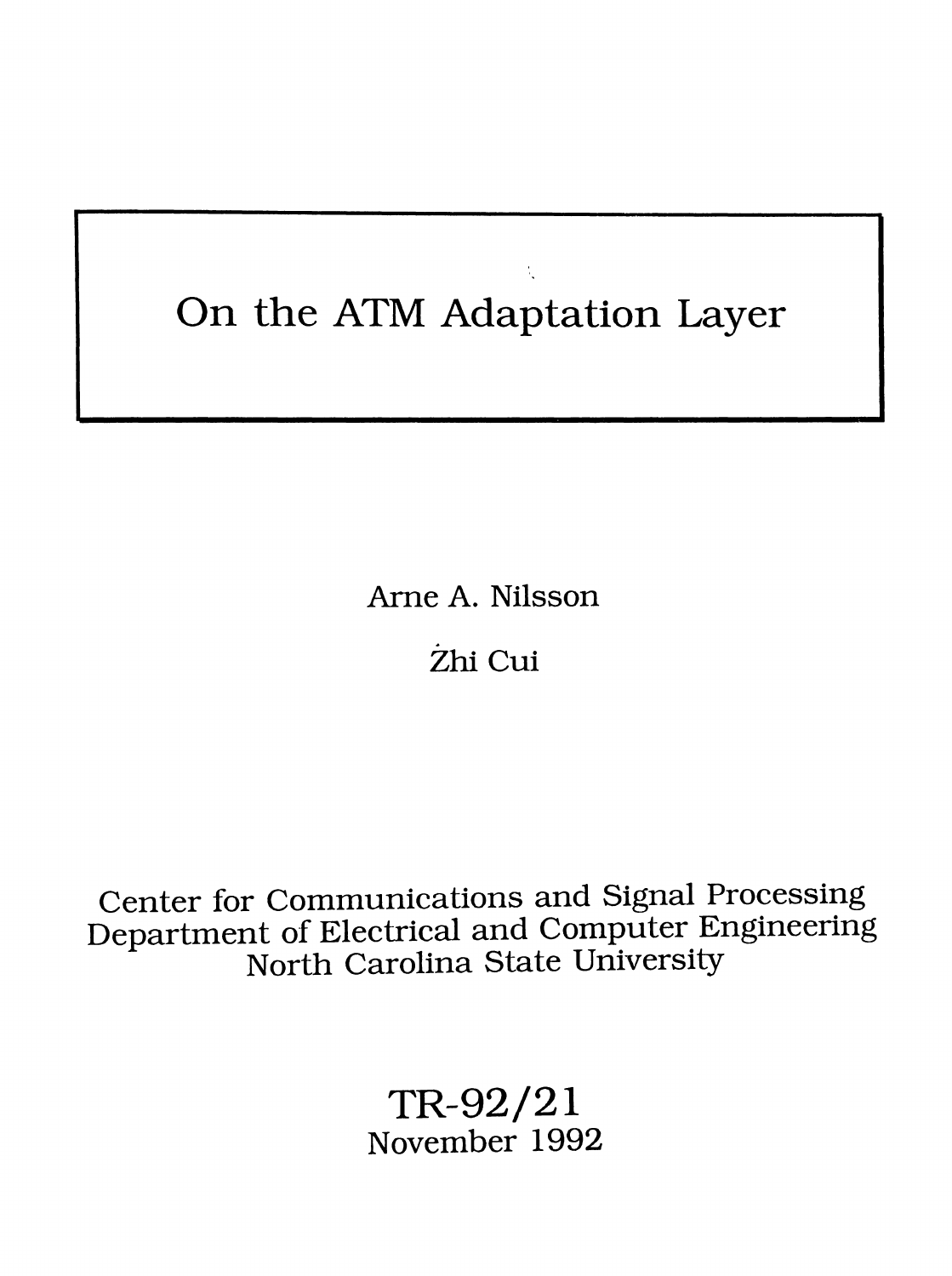# On the ATM Adaptation Layer

Arne A. Nilsson

Żhi Cui

Center for Communications and Signal Processing
Department of Electrical and Computer Engineering
North Carolina State University

TR-92/21
November 1992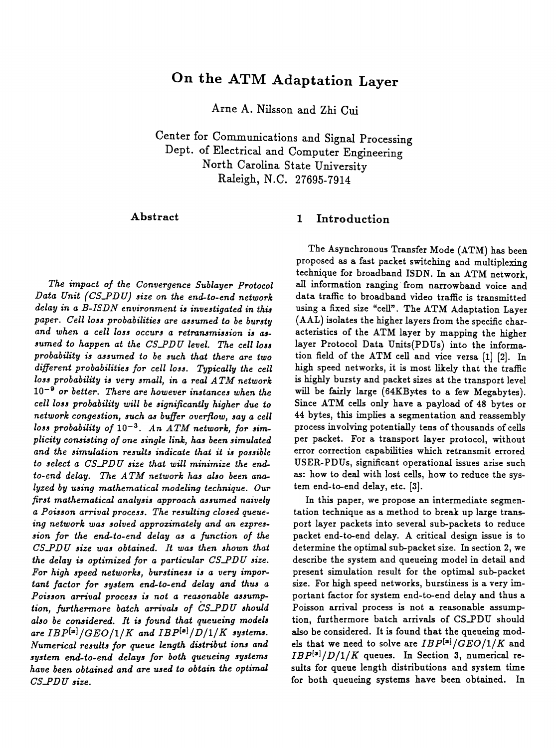# On the ATM Adaptation Layer

Arne A. Nilsson and Zhi Cui

Center for Communications and Signal Processing
Dept. of Electrical and Computer Engineering
North Carolina State University
Raleigh, N.C. 27695-7914

## Abstract

*The impact of the Convergence Sublayer Protocol Data Unit (CS_PDU) size on the end-to-end network delay in a B-ISDN environment is investigated in this paper. Cell loss probabilities are assumed to be bursty and when a cell loss occurs a retransmission is assumed to happen at the CS_PDU level. The cell loss probability is assumed to be such that there are two different probabilities for cell loss. Typically the cell loss probability is very small, in a real ATM network $10^{-9}$ or better. There are however instances when the cell loss probability will be significantly higher due to network congestion, such as buffer overflow, say a cell loss probability of $10^{-3}$. An ATM network, for simplicity consisting of one single link, has been simulated and the simulation results indicate that it is possible to select a CS_PDU size that will minimize the end-to-end delay. The ATM network has also been analyzed by using mathematical modeling technique. Our first mathematical analysis approach assumed naively a Poisson arrival process. The resulting closed queueing network was solved approximately and an expression for the end-to-end delay as a function of the CS_PDU size was obtained. It was then shown that the delay is optimized for a particular CS_PDU size. For high speed networks, burstiness is a very important factor for system end-to-end delay and thus a Poisson arrival process is not a reasonable assumption, furthermore batch arrivals of CS_PDU should also be considered. It is found that queueing models are $IBP^{[x]}/GEO/1/K$ and $IBP^{[x]}/D/1/K$ systems. Numerical results for queue length distribut ions and system end-to-end delays for both queueing systems have been obtained and are used to obtain the optimal CS_PDU size.*

## 1 Introduction

The Asynchronous Transfer Mode (ATM) has been proposed as a fast packet switching and multiplexing technique for broadband ISDN. In an ATM network, all information ranging from narrowband voice and data traffic to broadband video traffic is transmitted using a fixed size "cell". The ATM Adaptation Layer (AAL) isolates the higher layers from the specific characteristics of the ATM layer by mapping the higher layer Protocol Data Units(PDUs) into the information field of the ATM cell and vice versa [1] [2]. In high speed networks, it is most likely that the traffic is highly bursty and packet sizes at the transport level will be fairly large (64KBytes to a few Megabytes). Since ATM cells only have a payload of 48 bytes or 44 bytes, this implies a segmentation and reassembly process involving potentially tens of thousands of cells per packet. For a transport layer protocol, without error correction capabilities which retransmit errored USER-PDUs, significant operational issues arise such as: how to deal with lost cells, how to reduce the system end-to-end delay, etc. [3].

In this paper, we propose an intermediate segmentation technique as a method to break up large transport layer packets into several sub-packets to reduce packet end-to-end delay. A critical design issue is to determine the optimal sub-packet size. In section 2, we describe the system and queueing model in detail and present simulation result for the optimal sub-packet size. For high speed networks, burstiness is a very important factor for system end-to-end delay and thus a Poisson arrival process is not a reasonable assumption, furthermore batch arrivals of CS_PDU should also be considered. It is found that the queueing models that we need to solve are $IBP^{[x]}/GEO/1/K$ and $IBP^{[x]}/D/1/K$ queues. In Section 3, numerical results for queue length distributions and system time for both queueing systems have been obtained. In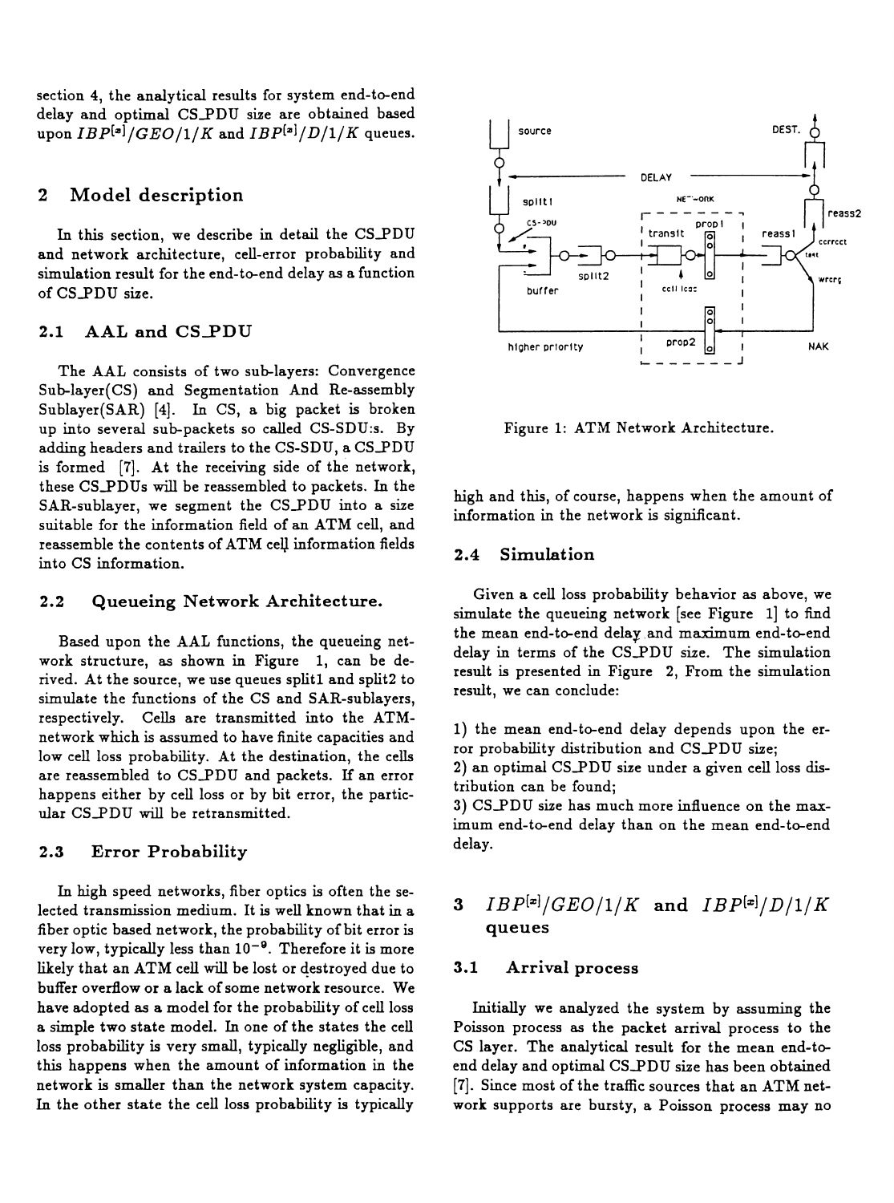section 4, the analytical results for system end-to-end delay and optimal CS_PDU size are obtained based upon $IBP^{[x]}/GEO/1/K$ and $IBP^{[x]}/D/1/K$ queues.

## 2 Model description

In this section, we describe in detail the CS_PDU and network architecture, cell-error probability and simulation result for the end-to-end delay as a function of CS_PDU size.

### 2.1 AAL and CS_PDU

The AAL consists of two sub-layers: Convergence Sub-layer(CS) and Segmentation And Re-assembly Sublayer(SAR) [4]. In CS, a big packet is broken up into several sub-packets so called CS-SDU:s. By adding headers and trailers to the CS-SDU, a CS_PDU is formed [7]. At the receiving side of the network, these CS_PDUs will be reassembled to packets. In the SAR-sublayer, we segment the CS_PDU into a size suitable for the information field of an ATM cell, and reassemble the contents of ATM cell information fields into CS information.

### 2.2 Queueing Network Architecture.

Based upon the AAL functions, the queueing network structure, as shown in Figure 1, can be derived. At the source, we use queues split1 and split2 to simulate the functions of the CS and SAR-sublayers, respectively. Cells are transmitted into the ATM-network which is assumed to have finite capacities and low cell loss probability. At the destination, the cells are reassembled to CS_PDU and packets. If an error happens either by cell loss or by bit error, the particular CS_PDU will be retransmitted.

### 2.3 Error Probability

In high speed networks, fiber optics is often the selected transmission medium. It is well known that in a fiber optic based network, the probability of bit error is very low, typically less than $10^{-9}$. Therefore it is more likely that an ATM cell will be lost or destroyed due to buffer overflow or a lack of some network resource. We have adopted as a model for the probability of cell loss a simple two state model. In one of the states the cell loss probability is very small, typically negligible, and this happens when the amount of information in the network is smaller than the network system capacity. In the other state the cell loss probability is typically high and this, of course, happens when the amount of information in the network is significant.

source
DEST.
DELAY
split1
NETWORK
CS-PDU
prop1
transit
reass1
reass2
correct
test
split2
buffer
cell loss
wrong
higher priority
prop2
NAK

Figure 1: ATM Network Architecture.

### 2.4 Simulation

Given a cell loss probability behavior as above, we simulate the queueing network [see Figure 1] to find the mean end-to-end delay and maximum end-to-end delay in terms of the CS_PDU size. The simulation result is presented in Figure 2, From the simulation result, we can conclude:

1) the mean end-to-end delay depends upon the error probability distribution and CS_PDU size;
2) an optimal CS_PDU size under a given cell loss distribution can be found;
3) CS_PDU size has much more influence on the maximum end-to-end delay than on the mean end-to-end delay.

## 3 $IBP^{[x]}/GEO/1/K$ and $IBP^{[x]}/D/1/K$ queues

### 3.1 Arrival process

Initially we analyzed the system by assuming the Poisson process as the packet arrival process to the CS layer. The analytical result for the mean end-to-end delay and optimal CS_PDU size has been obtained [7]. Since most of the traffic sources that an ATM network supports are bursty, a Poisson process may no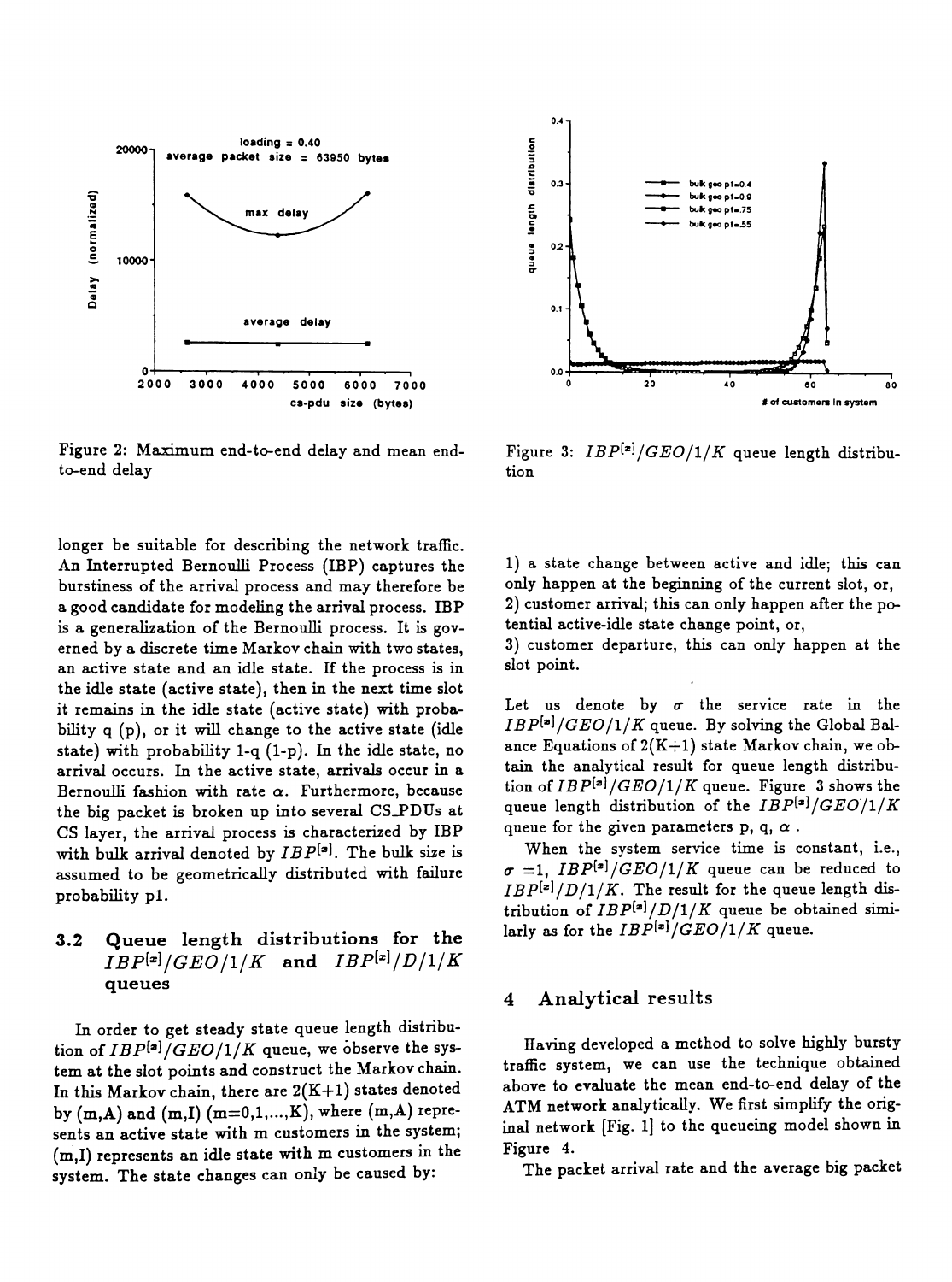loading = 0.40
average packet size = 63950 bytes

20000

10000

0

Delay (normalized)

max delay

average delay

2000 3000 4000 5000 6000 7000

cs-pdu size (bytes)

Figure 2: Maximum end-to-end delay and mean end-to-end delay

0.4

0.3

0.2

0.1

0.0

queue length distribution

bulk geo p1=0.4

bulk geo p1=0.9

bulk geo p1=.75

bulk geo p1=.55

0 20 40 60 80

# of customers in system

Figure 3: $IBP^{[x]}/GEO/1/K$ queue length distribution

longer be suitable for describing the network traffic. An Interrupted Bernoulli Process (IBP) captures the burstiness of the arrival process and may therefore be a good candidate for modeling the arrival process. IBP is a generalization of the Bernoulli process. It is governed by a discrete time Markov chain with two states, an active state and an idle state. If the process is in the idle state (active state), then in the next time slot it remains in the idle state (active state) with probability q (p), or it will change to the active state (idle state) with probability 1-q (1-p). In the idle state, no arrival occurs. In the active state, arrivals occur in a Bernoulli fashion with rate $\alpha$. Furthermore, because the big packet is broken up into several CS_PDUs at CS layer, the arrival process is characterized by IBP with bulk arrival denoted by $IBP^{[x]}$. The bulk size is assumed to be geometrically distributed with failure probability p1.

### 3.2 Queue length distributions for the $IBP^{[x]}/GEO/1/K$ and $IBP^{[x]}/D/1/K$ queues

In order to get steady state queue length distribution of $IBP^{[x]}/GEO/1/K$ queue, we observe the system at the slot points and construct the Markov chain. In this Markov chain, there are 2(K+1) states denoted by (m,A) and (m,I) (m=0,1,...,K), where (m,A) represents an active state with m customers in the system; (m,I) represents an idle state with m customers in the system. The state changes can only be caused by:

1) a state change between active and idle; this can only happen at the beginning of the current slot, or,
2) customer arrival; this can only happen after the potential active-idle state change point, or,
3) customer departure, this can only happen at the slot point.

Let us denote by $\sigma$ the service rate in the $IBP^{[x]}/GEO/1/K$ queue. By solving the Global Balance Equations of 2(K+1) state Markov chain, we obtain the analytical result for queue length distribution of $IBP^{[x]}/GEO/1/K$ queue. Figure 3 shows the queue length distribution of the $IBP^{[x]}/GEO/1/K$ queue for the given parameters p, q, $\alpha$ .

When the system service time is constant, i.e., $\sigma$ =1, $IBP^{[x]}/GEO/1/K$ queue can be reduced to $IBP^{[x]}/D/1/K$. The result for the queue length distribution of $IBP^{[x]}/D/1/K$ queue be obtained similarly as for the $IBP^{[x]}/GEO/1/K$ queue.

## 4 Analytical results

Having developed a method to solve highly bursty traffic system, we can use the technique obtained above to evaluate the mean end-to-end delay of the ATM network analytically. We first simplify the original network [Fig. 1] to the queueing model shown in Figure 4.

The packet arrival rate and the average big packet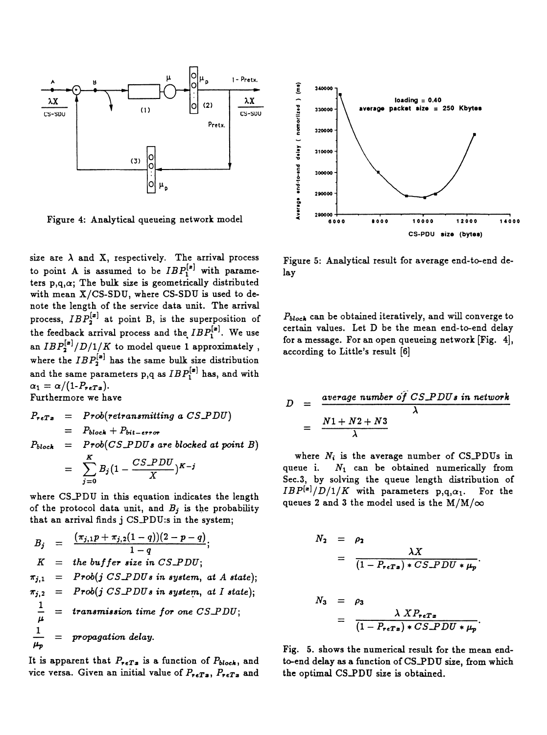A B μ $\mu_p$ 1 - Pretx.

λX / CS-SDU (1) (2) λX / CS-SDU

Pretx.

(3) $\mu_p$

Figure 4: Analytical queueing network model

size are $\lambda$ and X, respectively. The arrival process to point A is assumed to be $IBP_1^{[x]}$ with parameters p,q,$\alpha$; The bulk size is geometrically distributed with mean X/CS-SDU, where CS-SDU is used to denote the length of the service data unit. The arrival process, $IBP_2^{[x]}$ at point B, is the superposition of the feedback arrival process and the $IBP_1^{[x]}$. We use an $IBP_2^{[x]}/D/1/K$ to model queue 1 approximately, where the $IBP_2^{[x]}$ has the same bulk size distribution and the same parameters p,q as $IBP_1^{[x]}$ has, and with $\alpha_1 = \alpha/(1\text{-}P_{reTx})$.

Furthermore we have

$$
\begin{aligned}
P_{reTx} &= Prob(retransmitting\ a\ CS\_PDU) \\
&= P_{block} + P_{bit-error} \\
P_{block} &= Prob(CS\_PDUs\ are\ blocked\ at\ point\ B) \\
&= \sum_{j=0}^{K} B_j \left(1 - \frac{CS\_PDU}{X}\right)^{K-j}
\end{aligned}
$$

where CS_PDU in this equation indicates the length of the protocol data unit, and $B_j$ is the probability that an arrival finds j CS_PDU:s in the system;

$$
\begin{aligned}
B_j &= \frac{(\pi_{j,1} p + \pi_{j,2}(1-q))(2-p-q)}{1-q}; \\
K &= the\ buffer\ size\ in\ CS\_PDU; \\
\pi_{j,1} &= Prob(j\ CS\_PDUs\ in\ system,\ at\ A\ state); \\
\pi_{j,2} &= Prob(j\ CS\_PDUs\ in\ system,\ at\ I\ state); \\
\frac{1}{\mu} &= transmission\ time\ for\ one\ CS\_PDU; \\
\frac{1}{\mu_p} &= propagation\ delay.
\end{aligned}
$$

It is apparent that $P_{reTx}$ is a function of $P_{block}$, and vice versa. Given an initial value of $P_{reTx}$, $P_{reTx}$ and $P_{block}$ can be obtained iteratively, and will converge to certain values. Let D be the mean end-to-end delay for a message. For an open queueing network [Fig. 4], according to Little's result [6]

$$
\begin{aligned}
D &= \frac{average\ number\ of\ CS\_PDUs\ in\ network}{\lambda} \\
&= \frac{N1 + N2 + N3}{\lambda}
\end{aligned}
$$

where $N_i$ is the average number of CS_PDUs in queue i. $N_1$ can be obtained numerically from Sec.3, by solving the queue length distribution of $IBP^{[x]}/D/1/K$ with parameters p,q,$\alpha_1$. For the queues 2 and 3 the model used is the M/M/$\infty$

$$
\begin{aligned}
N_2 &= \rho_2 \\
&= \frac{\lambda X}{(1 - P_{reTx}) * CS\_PDU * \mu_p}.
\end{aligned}
$$

$$
\begin{aligned}
N_3 &= \rho_3 \\
&= \frac{\lambda X P_{reTx}}{(1 - P_{reTx}) * CS\_PDU * \mu_p}.
\end{aligned}
$$

Fig. 5. shows the numerical result for the mean end-to-end delay as a function of CS_PDU size, from which the optimal CS_PDU size is obtained.

Average end-to-end delay ( normalized ) (ms)

340000 330000 320000 310000 300000 290000 280000

loading = 0.40

average packet size = 250 Kbytes

6000 8000 10000 12000 14000

CS-PDU size (bytes)

Figure 5: Analytical result for average end-to-end delay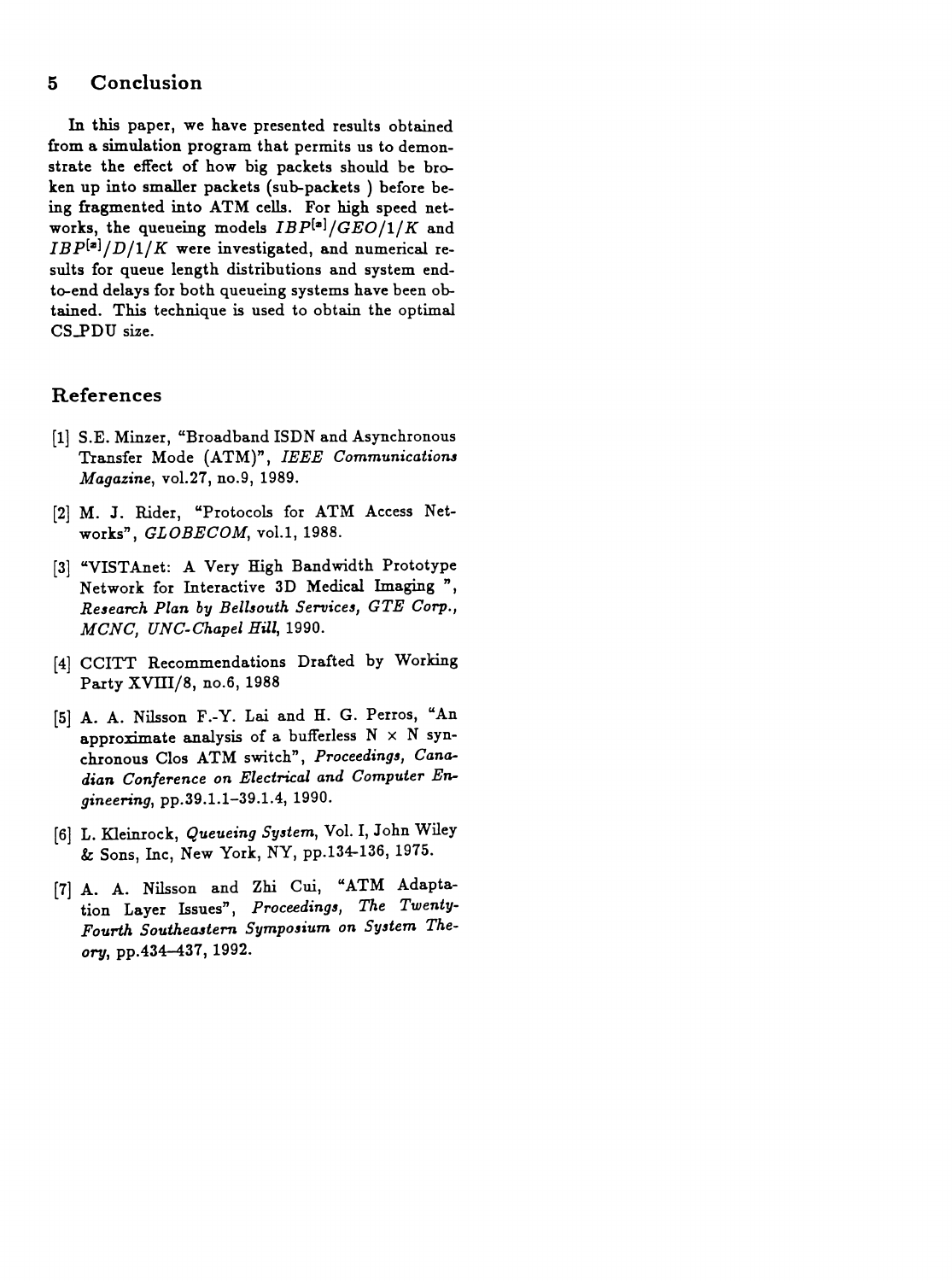## 5 Conclusion

In this paper, we have presented results obtained from a simulation program that permits us to demonstrate the effect of how big packets should be broken up into smaller packets (sub-packets ) before being fragmented into ATM cells. For high speed networks, the queueing models $IBP^{[x]}/GEO/1/K$ and $IBP^{[x]}/D/1/K$ were investigated, and numerical results for queue length distributions and system end-to-end delays for both queueing systems have been obtained. This technique is used to obtain the optimal CS_PDU size.

## References

[1] S.E. Minzer, "Broadband ISDN and Asynchronous Transfer Mode (ATM)", *IEEE Communications Magazine*, vol.27, no.9, 1989.

[2] M. J. Rider, "Protocols for ATM Access Networks", *GLOBECOM*, vol.1, 1988.

[3] "VISTAnet: A Very High Bandwidth Prototype Network for Interactive 3D Medical Imaging ", *Research Plan by Bellsouth Services, GTE Corp., MCNC, UNC-Chapel Hill*, 1990.

[4] CCITT Recommendations Drafted by Working Party XVIII/8, no.6, 1988

[5] A. A. Nilsson F.-Y. Lai and H. G. Perros, "An approximate analysis of a bufferless N × N synchronous Clos ATM switch", *Proceedings, Canadian Conference on Electrical and Computer Engineering*, pp.39.1.1–39.1.4, 1990.

[6] L. Kleinrock, *Queueing System*, Vol. I, John Wiley & Sons, Inc, New York, NY, pp.134-136, 1975.

[7] A. A. Nilsson and Zhi Cui, "ATM Adaptation Layer Issues", *Proceedings, The Twenty-Fourth Southeastern Symposium on System Theory*, pp.434–437, 1992.